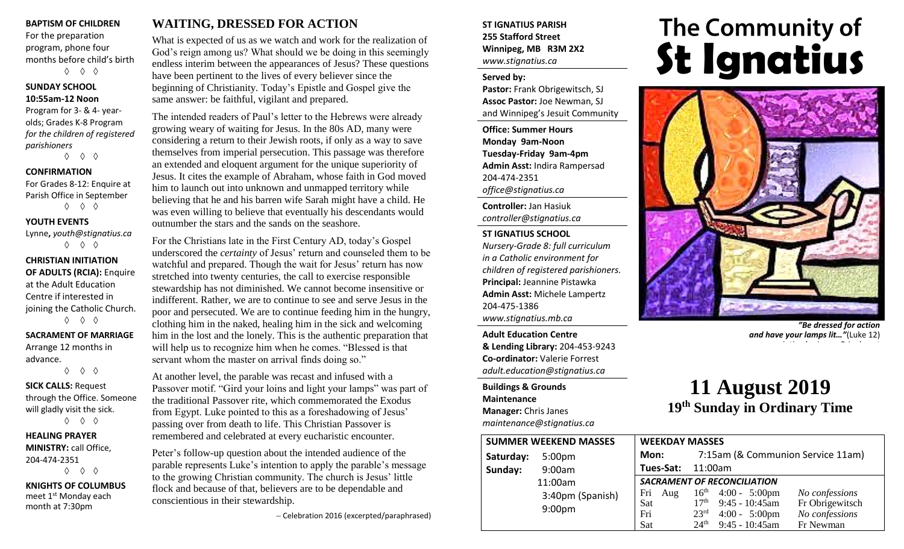**BAPTISM OF CHILDREN**
For the preparation program, phone four months before child's birth

◊ ◊ ◊

**SUNDAY SCHOOL**
**10:55am-12 Noon**
Program for 3- & 4- year-olds; Grades K-8 Program *for the children of registered parishioners*

◊ ◊ ◊

**CONFIRMATION**
For Grades 8-12: Enquire at Parish Office in September

◊ ◊ ◊

**YOUTH EVENTS**
Lynne, *youth@stignatius.ca*

◊ ◊ ◊

**CHRISTIAN INITIATION OF ADULTS (RCIA):** Enquire at the Adult Education Centre if interested in joining the Catholic Church.

◊ ◊ ◊

**SACRAMENT OF MARRIAGE**
Arrange 12 months in advance.

◊ ◊ ◊

**SICK CALLS:** Request through the Office. Someone will gladly visit the sick.

◊ ◊ ◊

**HEALING PRAYER MINISTRY:** call Office, 204-474-2351

◊ ◊ ◊

**KNIGHTS OF COLUMBUS**
meet 1st Monday each month at 7:30pm

## WAITING, DRESSED FOR ACTION

What is expected of us as we watch and work for the realization of God's reign among us? What should we be doing in this seemingly endless interim between the appearances of Jesus? These questions have been pertinent to the lives of every believer since the beginning of Christianity. Today's Epistle and Gospel give the same answer: be faithful, vigilant and prepared.

The intended readers of Paul's letter to the Hebrews were already growing weary of waiting for Jesus. In the 80s AD, many were considering a return to their Jewish roots, if only as a way to save themselves from imperial persecution. This passage was therefore an extended and eloquent argument for the unique superiority of Jesus. It cites the example of Abraham, whose faith in God moved him to launch out into unknown and unmapped territory while believing that he and his barren wife Sarah might have a child. He was even willing to believe that eventually his descendants would outnumber the stars and the sands on the seashore.

For the Christians late in the First Century AD, today's Gospel underscored the *certainty* of Jesus' return and counseled them to be watchful and prepared. Though the wait for Jesus' return has now stretched into twenty centuries, the call to exercise responsible stewardship has not diminished. We cannot become insensitive or indifferent. Rather, we are to continue to see and serve Jesus in the poor and persecuted. We are to continue feeding him in the hungry, clothing him in the naked, healing him in the sick and welcoming him in the lost and the lonely. This is the authentic preparation that will help us to recognize him when he comes. "Blessed is that servant whom the master on arrival finds doing so."

At another level, the parable was recast and infused with a Passover motif. "Gird your loins and light your lamps" was part of the traditional Passover rite, which commemorated the Exodus from Egypt. Luke pointed to this as a foreshadowing of Jesus' passing over from death to life. This Christian Passover is remembered and celebrated at every eucharistic encounter.

Peter's follow-up question about the intended audience of the parable represents Luke's intention to apply the parable's message to the growing Christian community. The church is Jesus' little flock and because of that, believers are to be dependable and conscientious in their stewardship.

– Celebration 2016 (excerpted/paraphrased)

**ST IGNATIUS PARISH**
**255 Stafford Street**
**Winnipeg, MB R3M 2X2**
*www.stignatius.ca*

**Served by:**
**Pastor:** Frank Obrigewitsch, SJ
**Assoc Pastor:** Joe Newman, SJ
and Winnipeg's Jesuit Community

**Office: Summer Hours**
**Monday 9am-Noon**
**Tuesday-Friday 9am-4pm**
**Admin Asst:** Indira Rampersad
204-474-2351
*office@stignatius.ca*

**Controller:** Jan Hasiuk
*controller@stignatius.ca*

**ST IGNATIUS SCHOOL**
*Nursery-Grade 8: full curriculum in a Catholic environment for children of registered parishioners.*
**Principal:** Jeannine Pistawka
**Admin Asst:** Michele Lampertz
204-475-1386
*www.stignatius.mb.ca*

**Adult Education Centre & Lending Library:** 204-453-9243
**Co-ordinator:** Valerie Forrest
*adult.education@stignatius.ca*

**Buildings & Grounds Maintenance Manager:** Chris Janes
*maintenance@stignatius.ca*

# The Community of St Ignatius

***"Be dressed for action and have your lamps lit…"*(Luke 12)**

# 11 August 2019
## 19th Sunday in Ordinary Time

| SUMMER WEEKEND MASSES | |
|---|---|
| Saturday: | 5:00pm |
| Sunday: | 9:00am |
| | 11:00am |
| | 3:40pm (Spanish) |
| | 9:00pm |

**WEEKDAY MASSES**

| | |
|---|---|
| Mon: | 7:15am (& Communion Service 11am) |
| Tues-Sat: | 11:00am |

***SACRAMENT OF RECONCILIATION***

| | | | |
|---|---|---|---|
| Fri Aug | 16th | 4:00 - 5:00pm | *No confessions* |
| Sat | 17th | 9:45 - 10:45am | Fr Obrigewitsch |
| Fri | 23rd | 4:00 - 5:00pm | *No confessions* |
| Sat | 24th | 9:45 - 10:45am | Fr Newman |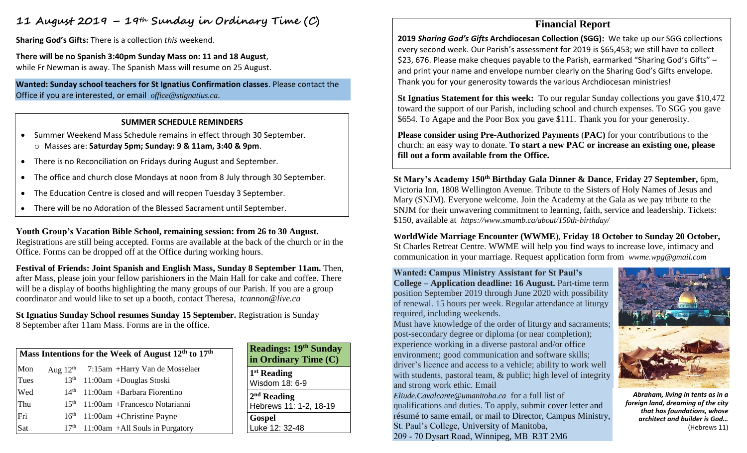# 11 August 2019 – 19th Sunday in Ordinary Time (C)

**Sharing God's Gifts:** There is a collection *this* weekend.

**There will be no Spanish 3:40pm Sunday Mass on: 11 and 18 August**, while Fr Newman is away. The Spanish Mass will resume on 25 August.

**Wanted: Sunday school teachers for St Ignatius Confirmation classes**. Please contact the Office if you are interested, or email *office@stignatius.ca*.

### SUMMER SCHEDULE REMINDERS

- Summer Weekend Mass Schedule remains in effect through 30 September.
  - Masses are: **Saturday 5pm; Sunday: 9 & 11am, 3:40 & 9pm**.
- There is no Reconciliation on Fridays during August and September.
- The office and church close Mondays at noon from 8 July through 30 September.
- The Education Centre is closed and will reopen Tuesday 3 September.
- There will be no Adoration of the Blessed Sacrament until September.

**Youth Group's Vacation Bible School, remaining session: from 26 to 30 August.** Registrations are still being accepted. Forms are available at the back of the church or in the Office. Forms can be dropped off at the Office during working hours.

**Festival of Friends: Joint Spanish and English Mass, Sunday 8 September 11am.** Then, after Mass, please join your fellow parishioners in the Main Hall for cake and coffee. There will be a display of booths highlighting the many groups of our Parish. If you are a group coordinator and would like to set up a booth, contact Theresa, *tcannon@live.ca*

**St Ignatius Sunday School resumes Sunday 15 September.** Registration is Sunday 8 September after 11am Mass. Forms are in the office.

| Mass Intentions for the Week of August 12th to 17th | | | |
|---|---|---|---|
| Mon | Aug 12th | 7:15am | +Harry Van de Mosselaer |
| Tues | 13th | 11:00am | +Douglas Stoski |
| Wed | 14th | 11:00am | +Barbara Fiorentino |
| Thu | 15th | 11:00am | +Francesco Notarianni |
| Fri | 16th | 11:00am | +Christine Payne |
| Sat | 17th | 11:00am | +All Souls in Purgatory |

| Readings: 19th Sunday in Ordinary Time (C) |
|---|
| **1st Reading** Wisdom 18: 6-9 |
| **2nd Reading** Hebrews 11: 1-2, 18-19 |
| **Gospel** Luke 12: 32-48 |

## Financial Report

**2019 *Sharing God's Gifts* Archdiocesan Collection (SGG):** We take up our SGG collections every second week. Our Parish's assessment for 2019 is $65,453; we still have to collect $23, 676. Please make cheques payable to the Parish, earmarked "Sharing God's Gifts" – and print your name and envelope number clearly on the Sharing God's Gifts envelope. Thank you for your generosity towards the various Archdiocesan ministries!

**St Ignatius Statement for this week:** To our regular Sunday collections you gave $10,472 toward the support of our Parish, including school and church expenses. To SGG you gave $654. To Agape and the Poor Box you gave $111. Thank you for your generosity.

**Please consider using Pre-Authorized Payments (PAC)** for your contributions to the church: an easy way to donate. **To start a new PAC or increase an existing one, please fill out a form available from the Office.**

**St Mary's Academy 150th Birthday Gala Dinner & Dance**, **Friday 27 September,** 6pm, Victoria Inn, 1808 Wellington Avenue. Tribute to the Sisters of Holy Names of Jesus and Mary (SNJM). Everyone welcome. Join the Academy at the Gala as we pay tribute to the SNJM for their unwavering commitment to learning, faith, service and leadership. Tickets: $150, available at *https://www.smamb.ca/about/150th-birthday/*

**WorldWide Marriage Encounter (WWME)**, **Friday 18 October to Sunday 20 October,** St Charles Retreat Centre. WWME will help you find ways to increase love, intimacy and communication in your marriage. Request application form from *wwme.wpg@gmail.com*

**Wanted: Campus Ministry Assistant for St Paul's College – Application deadline: 16 August.** Part-time term position September 2019 through June 2020 with possibility of renewal. 15 hours per week. Regular attendance at liturgy required, including weekends.

Must have knowledge of the order of liturgy and sacraments; post-secondary degree or diploma (or near completion); experience working in a diverse pastoral and/or office environment; good communication and software skills; driver's licence and access to a vehicle; ability to work well with students, pastoral team, & public; high level of integrity and strong work ethic. Email *Eliude.Cavalcante@umanitoba.ca* for a full list of qualifications and duties. To apply, submit cover letter and résumé to same email, or mail to Director, Campus Ministry, St. Paul's College, University of Manitoba, 209 - 70 Dysart Road, Winnipeg, MB R3T 2M6

***Abraham, living in tents as in a foreign land, dreaming of the city that has foundations, whose architect and builder is God…*** (Hebrews 11)